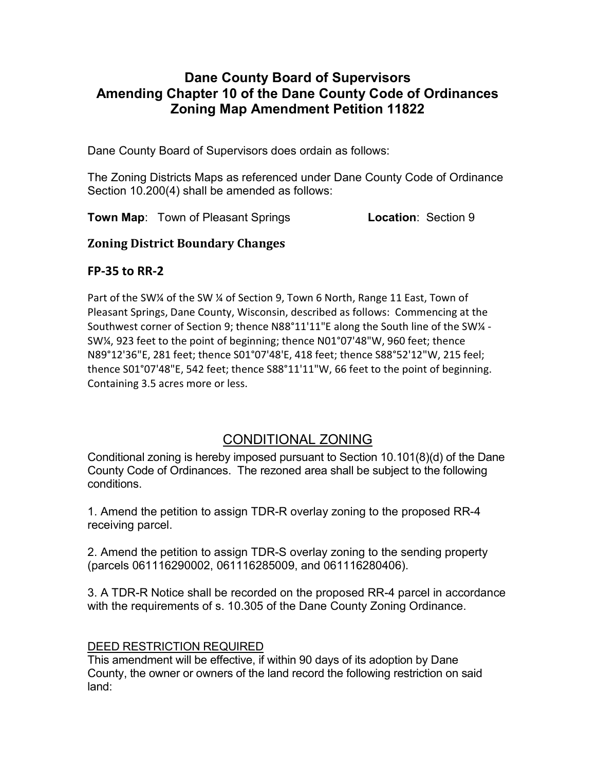# Dane County Board of Supervisors
# Amending Chapter 10 of the Dane County Code of Ordinances
# Zoning Map Amendment Petition 11822

Dane County Board of Supervisors does ordain as follows:

The Zoning Districts Maps as referenced under Dane County Code of Ordinance Section 10.200(4) shall be amended as follows:

**Town Map**: Town of Pleasant Springs **Location**: Section 9

## Zoning District Boundary Changes

### FP-35 to RR-2

Part of the SW¼ of the SW ¼ of Section 9, Town 6 North, Range 11 East, Town of Pleasant Springs, Dane County, Wisconsin, described as follows: Commencing at the Southwest corner of Section 9; thence N88°11'11"E along the South line of the SW¼ - SW¼, 923 feet to the point of beginning; thence N01°07'48"W, 960 feet; thence N89°12'36"E, 281 feet; thence S01°07'48'E, 418 feet; thence S88°52'12"W, 215 feel; thence S01°07'48"E, 542 feet; thence S88°11'11"W, 66 feet to the point of beginning. Containing 3.5 acres more or less.

## CONDITIONAL ZONING

Conditional zoning is hereby imposed pursuant to Section 10.101(8)(d) of the Dane County Code of Ordinances. The rezoned area shall be subject to the following conditions.

1. Amend the petition to assign TDR-R overlay zoning to the proposed RR-4 receiving parcel.

2. Amend the petition to assign TDR-S overlay zoning to the sending property (parcels 061116290002, 061116285009, and 061116280406).

3. A TDR-R Notice shall be recorded on the proposed RR-4 parcel in accordance with the requirements of s. 10.305 of the Dane County Zoning Ordinance.

DEED RESTRICTION REQUIRED

This amendment will be effective, if within 90 days of its adoption by Dane County, the owner or owners of the land record the following restriction on said land: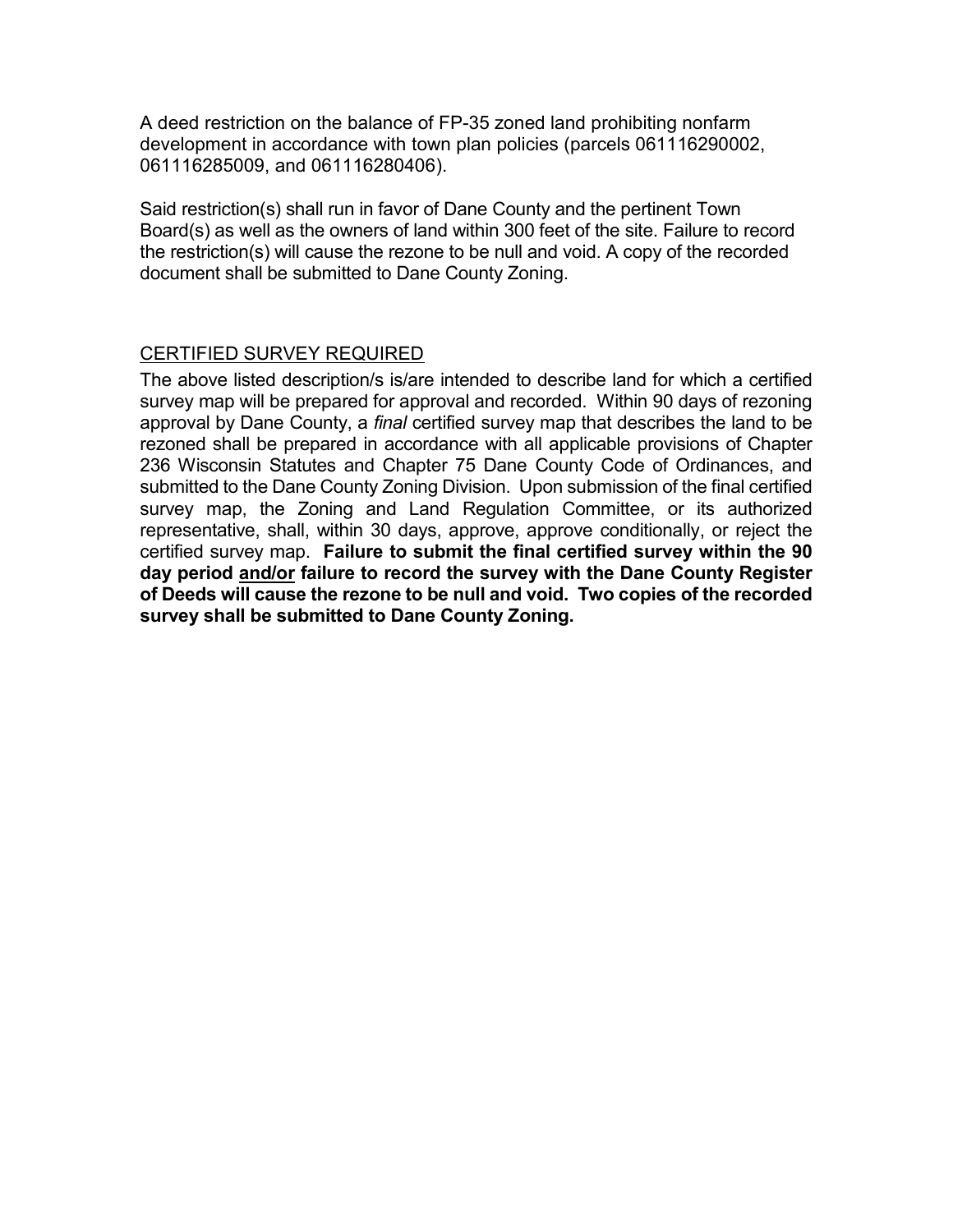A deed restriction on the balance of FP-35 zoned land prohibiting nonfarm development in accordance with town plan policies (parcels 061116290002, 061116285009, and 061116280406).

Said restriction(s) shall run in favor of Dane County and the pertinent Town Board(s) as well as the owners of land within 300 feet of the site. Failure to record the restriction(s) will cause the rezone to be null and void. A copy of the recorded document shall be submitted to Dane County Zoning.

<u>CERTIFIED SURVEY REQUIRED</u>

The above listed description/s is/are intended to describe land for which a certified survey map will be prepared for approval and recorded. Within 90 days of rezoning approval by Dane County, a *final* certified survey map that describes the land to be rezoned shall be prepared in accordance with all applicable provisions of Chapter 236 Wisconsin Statutes and Chapter 75 Dane County Code of Ordinances, and submitted to the Dane County Zoning Division. Upon submission of the final certified survey map, the Zoning and Land Regulation Committee, or its authorized representative, shall, within 30 days, approve, approve conditionally, or reject the certified survey map. **Failure to submit the final certified survey within the 90 day period <u>and/or</u> failure to record the survey with the Dane County Register of Deeds will cause the rezone to be null and void. Two copies of the recorded survey shall be submitted to Dane County Zoning.**